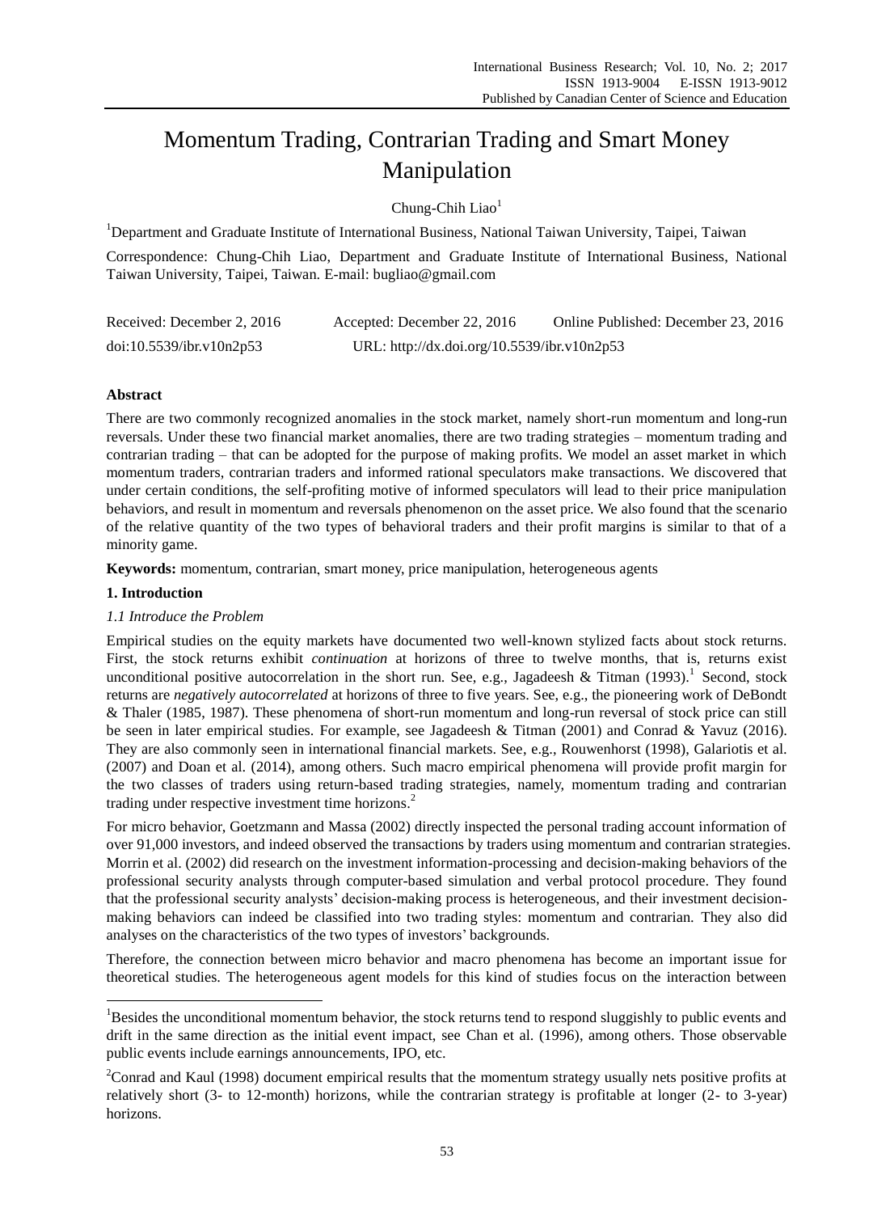# Momentum Trading, Contrarian Trading and Smart Money Manipulation

Chung-Chih Liao[1]

[1]Department and Graduate Institute of International Business, National Taiwan University, Taipei, Taiwan

Correspondence: Chung-Chih Liao, Department and Graduate Institute of International Business, National Taiwan University, Taipei, Taiwan. E-mail: bugliao@gmail.com

Received: December 2, 2016 Accepted: December 22, 2016 Online Published: December 23, 2016

doi:10.5539/ibr.v10n2p53 URL: http://dx.doi.org/10.5539/ibr.v10n2p53

## Abstract

There are two commonly recognized anomalies in the stock market, namely short-run momentum and long-run reversals. Under these two financial market anomalies, there are two trading strategies – momentum trading and contrarian trading – that can be adopted for the purpose of making profits. We model an asset market in which momentum traders, contrarian traders and informed rational speculators make transactions. We discovered that under certain conditions, the self-profiting motive of informed speculators will lead to their price manipulation behaviors, and result in momentum and reversals phenomenon on the asset price. We also found that the scenario of the relative quantity of the two types of behavioral traders and their profit margins is similar to that of a minority game.

**Keywords:** momentum, contrarian, smart money, price manipulation, heterogeneous agents

## 1. Introduction

### 1.1 Introduce the Problem

Empirical studies on the equity markets have documented two well-known stylized facts about stock returns. First, the stock returns exhibit *continuation* at horizons of three to twelve months, that is, returns exist unconditional positive autocorrelation in the short run. See, e.g., Jagadeesh & Titman (1993).[1] Second, stock returns are *negatively autocorrelated* at horizons of three to five years. See, e.g., the pioneering work of DeBondt & Thaler (1985, 1987). These phenomena of short-run momentum and long-run reversal of stock price can still be seen in later empirical studies. For example, see Jagadeesh & Titman (2001) and Conrad & Yavuz (2016). They are also commonly seen in international financial markets. See, e.g., Rouwenhorst (1998), Galariotis et al. (2007) and Doan et al. (2014), among others. Such macro empirical phenomena will provide profit margin for the two classes of traders using return-based trading strategies, namely, momentum trading and contrarian trading under respective investment time horizons.[2]

For micro behavior, Goetzmann and Massa (2002) directly inspected the personal trading account information of over 91,000 investors, and indeed observed the transactions by traders using momentum and contrarian strategies. Morrin et al. (2002) did research on the investment information-processing and decision-making behaviors of the professional security analysts through computer-based simulation and verbal protocol procedure. They found that the professional security analysts' decision-making process is heterogeneous, and their investment decision-making behaviors can indeed be classified into two trading styles: momentum and contrarian. They also did analyses on the characteristics of the two types of investors' backgrounds.

Therefore, the connection between micro behavior and macro phenomena has become an important issue for theoretical studies. The heterogeneous agent models for this kind of studies focus on the interaction between

---

[1]Besides the unconditional momentum behavior, the stock returns tend to respond sluggishly to public events and drift in the same direction as the initial event impact, see Chan et al. (1996), among others. Those observable public events include earnings announcements, IPO, etc.

[2]Conrad and Kaul (1998) document empirical results that the momentum strategy usually nets positive profits at relatively short (3- to 12-month) horizons, while the contrarian strategy is profitable at longer (2- to 3-year) horizons.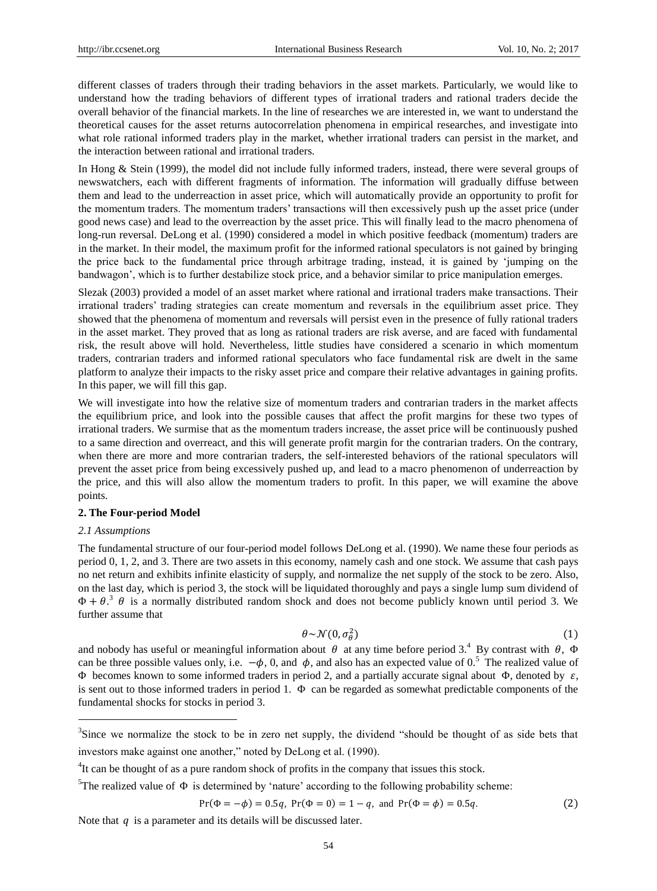different classes of traders through their trading behaviors in the asset markets. Particularly, we would like to understand how the trading behaviors of different types of irrational traders and rational traders decide the overall behavior of the financial markets. In the line of researches we are interested in, we want to understand the theoretical causes for the asset returns autocorrelation phenomena in empirical researches, and investigate into what role rational informed traders play in the market, whether irrational traders can persist in the market, and the interaction between rational and irrational traders.

In Hong & Stein (1999), the model did not include fully informed traders, instead, there were several groups of newswatchers, each with different fragments of information. The information will gradually diffuse between them and lead to the underreaction in asset price, which will automatically provide an opportunity to profit for the momentum traders. The momentum traders' transactions will then excessively push up the asset price (under good news case) and lead to the overreaction by the asset price. This will finally lead to the macro phenomena of long-run reversal. DeLong et al. (1990) considered a model in which positive feedback (momentum) traders are in the market. In their model, the maximum profit for the informed rational speculators is not gained by bringing the price back to the fundamental price through arbitrage trading, instead, it is gained by 'jumping on the bandwagon', which is to further destabilize stock price, and a behavior similar to price manipulation emerges.

Slezak (2003) provided a model of an asset market where rational and irrational traders make transactions. Their irrational traders' trading strategies can create momentum and reversals in the equilibrium asset price. They showed that the phenomena of momentum and reversals will persist even in the presence of fully rational traders in the asset market. They proved that as long as rational traders are risk averse, and are faced with fundamental risk, the result above will hold. Nevertheless, little studies have considered a scenario in which momentum traders, contrarian traders and informed rational speculators who face fundamental risk are dwelt in the same platform to analyze their impacts to the risky asset price and compare their relative advantages in gaining profits. In this paper, we will fill this gap.

We will investigate into how the relative size of momentum traders and contrarian traders in the market affects the equilibrium price, and look into the possible causes that affect the profit margins for these two types of irrational traders. We surmise that as the momentum traders increase, the asset price will be continuously pushed to a same direction and overreact, and this will generate profit margin for the contrarian traders. On the contrary, when there are more and more contrarian traders, the self-interested behaviors of the rational speculators will prevent the asset price from being excessively pushed up, and lead to a macro phenomenon of underreaction by the price, and this will also allow the momentum traders to profit. In this paper, we will examine the above points.

## 2. The Four-period Model

### 2.1 Assumptions

The fundamental structure of our four-period model follows DeLong et al. (1990). We name these four periods as period 0, 1, 2, and 3. There are two assets in this economy, namely cash and one stock. We assume that cash pays no net return and exhibits infinite elasticity of supply, and normalize the net supply of the stock to be zero. Also, on the last day, which is period 3, the stock will be liquidated thoroughly and pays a single lump sum dividend of $\Phi + \theta$.[3] $\theta$ is a normally distributed random shock and does not become publicly known until period 3. We further assume that

$$\theta \sim \mathcal{N}(0, \sigma_\theta^2) \tag{1}$$

and nobody has useful or meaningful information about $\theta$ at any time before period 3.[4] By contrast with $\theta$, $\Phi$ can be three possible values only, i.e. $-\phi$, 0, and $\phi$, and also has an expected value of 0.[5] The realized value of $\Phi$ becomes known to some informed traders in period 2, and a partially accurate signal about $\Phi$, denoted by $\varepsilon$, is sent out to those informed traders in period 1. $\Phi$ can be regarded as somewhat predictable components of the fundamental shocks for stocks in period 3.

---

[3]Since we normalize the stock to be in zero net supply, the dividend "should be thought of as side bets that investors make against one another," noted by DeLong et al. (1990).

[4]It can be thought of as a pure random shock of profits in the company that issues this stock.

[5]The realized value of $\Phi$ is determined by 'nature' according to the following probability scheme:

$$\Pr(\Phi = -\phi) = 0.5q, \ \Pr(\Phi = 0) = 1 - q, \ \text{and} \ \Pr(\Phi = \phi) = 0.5q. \tag{2}$$

Note that $q$ is a parameter and its details will be discussed later.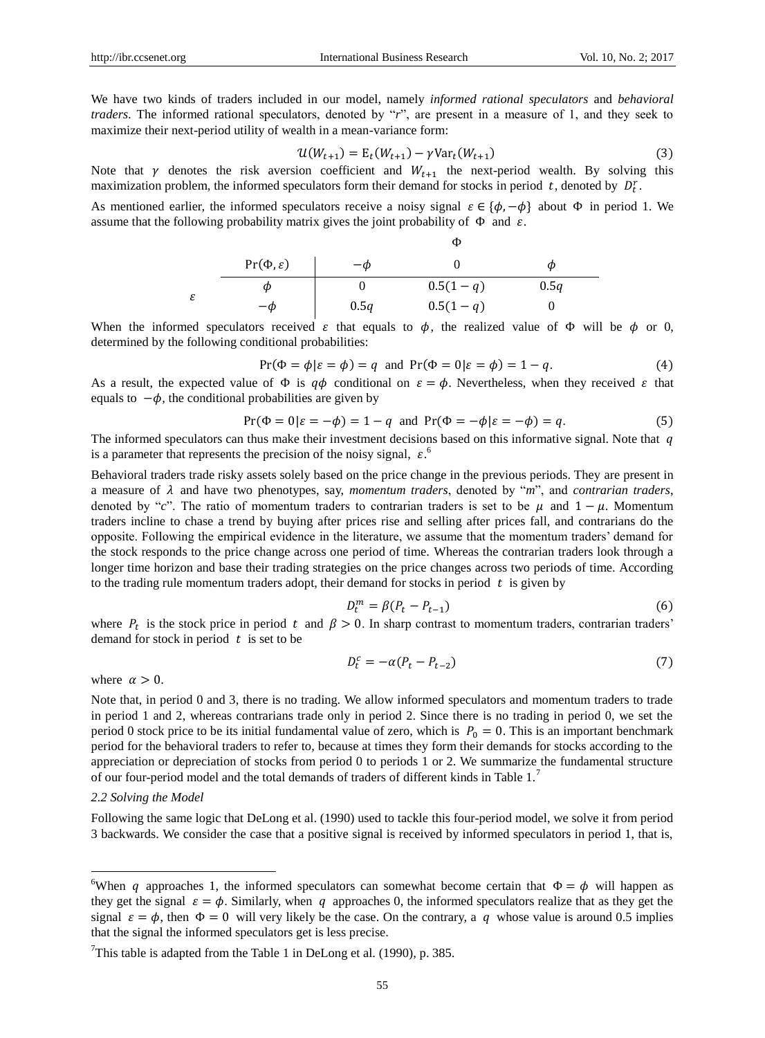We have two kinds of traders included in our model, namely *informed rational speculators* and *behavioral traders*. The informed rational speculators, denoted by "*r*", are present in a measure of 1, and they seek to maximize their next-period utility of wealth in a mean-variance form:

$$\mathcal{U}(W_{t+1}) = \mathrm{E}_t(W_{t+1}) - \gamma \mathrm{Var}_t(W_{t+1}) \tag{3}$$

Note that $\gamma$ denotes the risk aversion coefficient and $W_{t+1}$ the next-period wealth. By solving this maximization problem, the informed speculators form their demand for stocks in period $t$, denoted by $D_t^r$.

As mentioned earlier, the informed speculators receive a noisy signal $\varepsilon \in \{\phi, -\phi\}$ about $\Phi$ in period 1. We assume that the following probability matrix gives the joint probability of $\Phi$ and $\varepsilon$.

| | | $\Phi$ | | |
|---|---|---|---|---|
| | $\Pr(\Phi, \varepsilon)$ | $-\phi$ | $0$ | $\phi$ |
| $\varepsilon$ | $\phi$ | $0$ | $0.5(1-q)$ | $0.5q$ |
| | $-\phi$ | $0.5q$ | $0.5(1-q)$ | $0$ |

When the informed speculators received $\varepsilon$ that equals to $\phi$, the realized value of $\Phi$ will be $\phi$ or 0, determined by the following conditional probabilities:

$$\Pr(\Phi = \phi | \varepsilon = \phi) = q \text{ and } \Pr(\Phi = 0 | \varepsilon = \phi) = 1 - q. \tag{4}$$

As a result, the expected value of $\Phi$ is $q\phi$ conditional on $\varepsilon = \phi$. Nevertheless, when they received $\varepsilon$ that equals to $-\phi$, the conditional probabilities are given by

$$\Pr(\Phi = 0 | \varepsilon = -\phi) = 1 - q \text{ and } \Pr(\Phi = -\phi | \varepsilon = -\phi) = q. \tag{5}$$

The informed speculators can thus make their investment decisions based on this informative signal. Note that $q$ is a parameter that represents the precision of the noisy signal, $\varepsilon$.[6]

Behavioral traders trade risky assets solely based on the price change in the previous periods. They are present in a measure of $\lambda$ and have two phenotypes, say, *momentum traders*, denoted by "*m*", and *contrarian traders*, denoted by "*c*". The ratio of momentum traders to contrarian traders is set to be $\mu$ and $1 - \mu$. Momentum traders incline to chase a trend by buying after prices rise and selling after prices fall, and contrarians do the opposite. Following the empirical evidence in the literature, we assume that the momentum traders' demand for the stock responds to the price change across one period of time. Whereas the contrarian traders look through a longer time horizon and base their trading strategies on the price changes across two periods of time. According to the trading rule momentum traders adopt, their demand for stocks in period $t$ is given by

$$D_t^m = \beta(P_t - P_{t-1}) \tag{6}$$

where $P_t$ is the stock price in period $t$ and $\beta > 0$. In sharp contrast to momentum traders, contrarian traders' demand for stock in period $t$ is set to be

$$D_t^c = -\alpha(P_t - P_{t-2}) \tag{7}$$

where $\alpha > 0$.

Note that, in period 0 and 3, there is no trading. We allow informed speculators and momentum traders to trade in period 1 and 2, whereas contrarians trade only in period 2. Since there is no trading in period 0, we set the period 0 stock price to be its initial fundamental value of zero, which is $P_0 = 0$. This is an important benchmark period for the behavioral traders to refer to, because at times they form their demands for stocks according to the appreciation or depreciation of stocks from period 0 to periods 1 or 2. We summarize the fundamental structure of our four-period model and the total demands of traders of different kinds in Table 1.[7]

### 2.2 Solving the Model

Following the same logic that DeLong et al. (1990) used to tackle this four-period model, we solve it from period 3 backwards. We consider the case that a positive signal is received by informed speculators in period 1, that is,

---

[6] When $q$ approaches 1, the informed speculators can somewhat become certain that $\Phi = \phi$ will happen as they get the signal $\varepsilon = \phi$. Similarly, when $q$ approaches 0, the informed speculators realize that as they get the signal $\varepsilon = \phi$, then $\Phi = 0$ will very likely be the case. On the contrary, a $q$ whose value is around 0.5 implies that the signal the informed speculators get is less precise.

[7] This table is adapted from the Table 1 in DeLong et al. (1990), p. 385.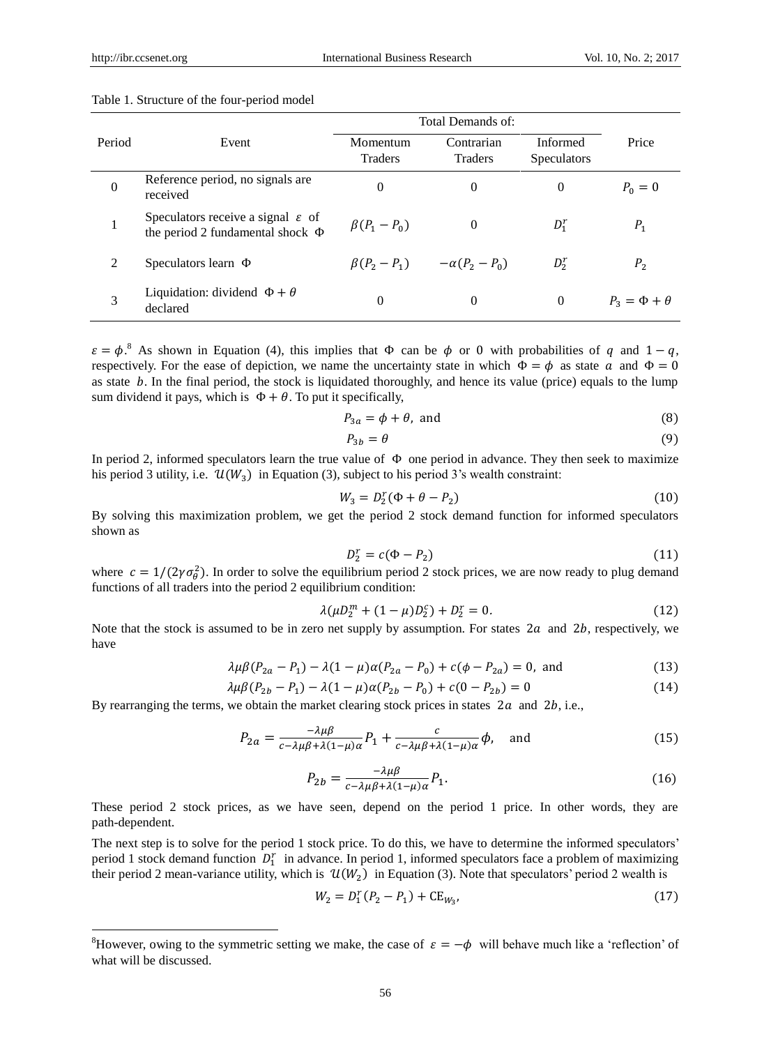Table 1. Structure of the four-period model

| Period | Event | Total Demands of: Momentum Traders | Contrarian Traders | Informed Speculators | Price |
|---|---|---|---|---|---|
| 0 | Reference period, no signals are received | 0 | 0 | 0 | $P_0 = 0$ |
| 1 | Speculators receive a signal $\varepsilon$ of the period 2 fundamental shock $\Phi$ | $\beta(P_1 - P_0)$ | 0 | $D_1^r$ | $P_1$ |
| 2 | Speculators learn $\Phi$ | $\beta(P_2 - P_1)$ | $-\alpha(P_2 - P_0)$ | $D_2^r$ | $P_2$ |
| 3 | Liquidation: dividend $\Phi + \theta$ declared | 0 | 0 | 0 | $P_3 = \Phi + \theta$ |

$\varepsilon = \phi$.[8] As shown in Equation (4), this implies that $\Phi$ can be $\phi$ or 0 with probabilities of $q$ and $1 - q$, respectively. For the ease of depiction, we name the uncertainty state in which $\Phi = \phi$ as state $a$ and $\Phi = 0$ as state $b$. In the final period, the stock is liquidated thoroughly, and hence its value (price) equals to the lump sum dividend it pays, which is $\Phi + \theta$. To put it specifically,

$$P_{3a} = \phi + \theta, \text{ and} \tag{8}$$

$$P_{3b} = \theta \tag{9}$$

In period 2, informed speculators learn the true value of $\Phi$ one period in advance. They then seek to maximize his period 3 utility, i.e. $\mathcal{U}(W_3)$ in Equation (3), subject to his period 3's wealth constraint:

$$W_3 = D_2^r(\Phi + \theta - P_2) \tag{10}$$

By solving this maximization problem, we get the period 2 stock demand function for informed speculators shown as

$$D_2^r = c(\Phi - P_2) \tag{11}$$

where $c = 1/(2\gamma\sigma_\theta^2)$. In order to solve the equilibrium period 2 stock prices, we are now ready to plug demand functions of all traders into the period 2 equilibrium condition:

$$\lambda(\mu D_2^m + (1-\mu)D_2^c) + D_2^r = 0. \tag{12}$$

Note that the stock is assumed to be in zero net supply by assumption. For states $2a$ and $2b$, respectively, we have

$$\lambda\mu\beta(P_{2a} - P_1) - \lambda(1-\mu)\alpha(P_{2a} - P_0) + c(\phi - P_{2a}) = 0, \text{ and} \tag{13}$$

$$\lambda\mu\beta(P_{2b} - P_1) - \lambda(1-\mu)\alpha(P_{2b} - P_0) + c(0 - P_{2b}) = 0 \tag{14}$$

By rearranging the terms, we obtain the market clearing stock prices in states $2a$ and $2b$, i.e.,

$$P_{2a} = \frac{-\lambda\mu\beta}{c - \lambda\mu\beta + \lambda(1-\mu)\alpha}P_1 + \frac{c}{c - \lambda\mu\beta + \lambda(1-\mu)\alpha}\phi, \quad \text{and} \tag{15}$$

$$P_{2b} = \frac{-\lambda\mu\beta}{c - \lambda\mu\beta + \lambda(1-\mu)\alpha}P_1. \tag{16}$$

These period 2 stock prices, as we have seen, depend on the period 1 price. In other words, they are path-dependent.

The next step is to solve for the period 1 stock price. To do this, we have to determine the informed speculators' period 1 stock demand function $D_1^r$ in advance. In period 1, informed speculators face a problem of maximizing their period 2 mean-variance utility, which is $\mathcal{U}(W_2)$ in Equation (3). Note that speculators' period 2 wealth is

$$W_2 = D_1^r(P_2 - P_1) + \text{CE}_{W_3}, \tag{17}$$

---

[8] However, owing to the symmetric setting we make, the case of $\varepsilon = -\phi$ will behave much like a 'reflection' of what will be discussed.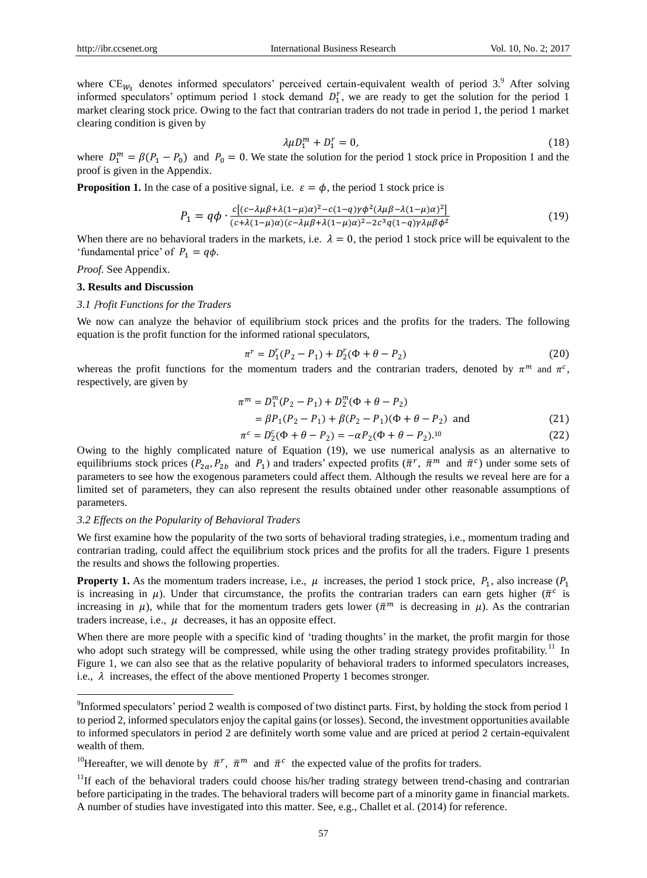where $CE_{W_3}$ denotes informed speculators' perceived certain-equivalent wealth of period 3.[9] After solving informed speculators' optimum period 1 stock demand $D_1^r$, we are ready to get the solution for the period 1 market clearing stock price. Owing to the fact that contrarian traders do not trade in period 1, the period 1 market clearing condition is given by

$$\lambda\mu D_1^m + D_1^r = 0, \tag{18}$$

where $D_1^m = \beta(P_1 - P_0)$ and $P_0 = 0$. We state the solution for the period 1 stock price in Proposition 1 and the proof is given in the Appendix.

**Proposition 1.** In the case of a positive signal, i.e. $\varepsilon = \phi$, the period 1 stock price is

$$P_1 = q\phi \cdot \frac{c\left[(c-\lambda\mu\beta+\lambda(1-\mu)\alpha)^2 - c(1-q)\gamma\phi^2(\lambda\mu\beta-\lambda(1-\mu)\alpha)^2\right]}{(c+\lambda(1-\mu)\alpha)(c-\lambda\mu\beta+\lambda(1-\mu)\alpha)^2 - 2c^3 q(1-q)\gamma\lambda\mu\beta\phi^2} \tag{19}$$

When there are no behavioral traders in the markets, i.e. $\lambda = 0$, the period 1 stock price will be equivalent to the 'fundamental price' of $P_1 = q\phi$.

*Proof.* See Appendix.

## 3. Results and Discussion

### 3.1 Profit Functions for the Traders

We now can analyze the behavior of equilibrium stock prices and the profits for the traders. The following equation is the profit function for the informed rational speculators,

$$\pi^r = D_1^r(P_2 - P_1) + D_2^r(\Phi + \theta - P_2) \tag{20}$$

whereas the profit functions for the momentum traders and the contrarian traders, denoted by $\pi^m$ and $\pi^c$, respectively, are given by

$$\begin{aligned}\pi^m &= D_1^m(P_2 - P_1) + D_2^m(\Phi + \theta - P_2)\\ &= \beta P_1(P_2 - P_1) + \beta(P_2 - P_1)(\Phi + \theta - P_2) \text{ and}\end{aligned} \tag{21}$$

$$\pi^c = D_2^c(\Phi + \theta - P_2) = -\alpha P_2(\Phi + \theta - P_2).\text{[10]} \tag{22}$$

Owing to the highly complicated nature of Equation (19), we use numerical analysis as an alternative to equilibriums stock prices ($P_{2a}, P_{2b}$ and $P_1$) and traders' expected profits ($\bar{\pi}^r$, $\bar{\pi}^m$ and $\bar{\pi}^c$) under some sets of parameters to see how the exogenous parameters could affect them. Although the results we reveal here are for a limited set of parameters, they can also represent the results obtained under other reasonable assumptions of parameters.

### 3.2 Effects on the Popularity of Behavioral Traders

We first examine how the popularity of the two sorts of behavioral trading strategies, i.e., momentum trading and contrarian trading, could affect the equilibrium stock prices and the profits for all the traders. Figure 1 presents the results and shows the following properties.

**Property 1.** As the momentum traders increase, i.e., $\mu$ increases, the period 1 stock price, $P_1$, also increase ($P_1$ is increasing in $\mu$). Under that circumstance, the profits the contrarian traders can earn gets higher ($\bar{\pi}^c$ is increasing in $\mu$), while that for the momentum traders gets lower ($\bar{\pi}^m$ is decreasing in $\mu$). As the contrarian traders increase, i.e., $\mu$ decreases, it has an opposite effect.

When there are more people with a specific kind of 'trading thoughts' in the market, the profit margin for those who adopt such strategy will be compressed, while using the other trading strategy provides profitability.[11] In Figure 1, we can also see that as the relative popularity of behavioral traders to informed speculators increases, i.e., $\lambda$ increases, the effect of the above mentioned Property 1 becomes stronger.

---

[9] Informed speculators' period 2 wealth is composed of two distinct parts. First, by holding the stock from period 1 to period 2, informed speculators enjoy the capital gains (or losses). Second, the investment opportunities available to informed speculators in period 2 are definitely worth some value and are priced at period 2 certain-equivalent wealth of them.

[10] Hereafter, we will denote by $\bar{\pi}^r$, $\bar{\pi}^m$ and $\bar{\pi}^c$ the expected value of the profits for traders.

[11] If each of the behavioral traders could choose his/her trading strategy between trend-chasing and contrarian before participating in the trades. The behavioral traders will become part of a minority game in financial markets. A number of studies have investigated into this matter. See, e.g., Challet et al. (2014) for reference.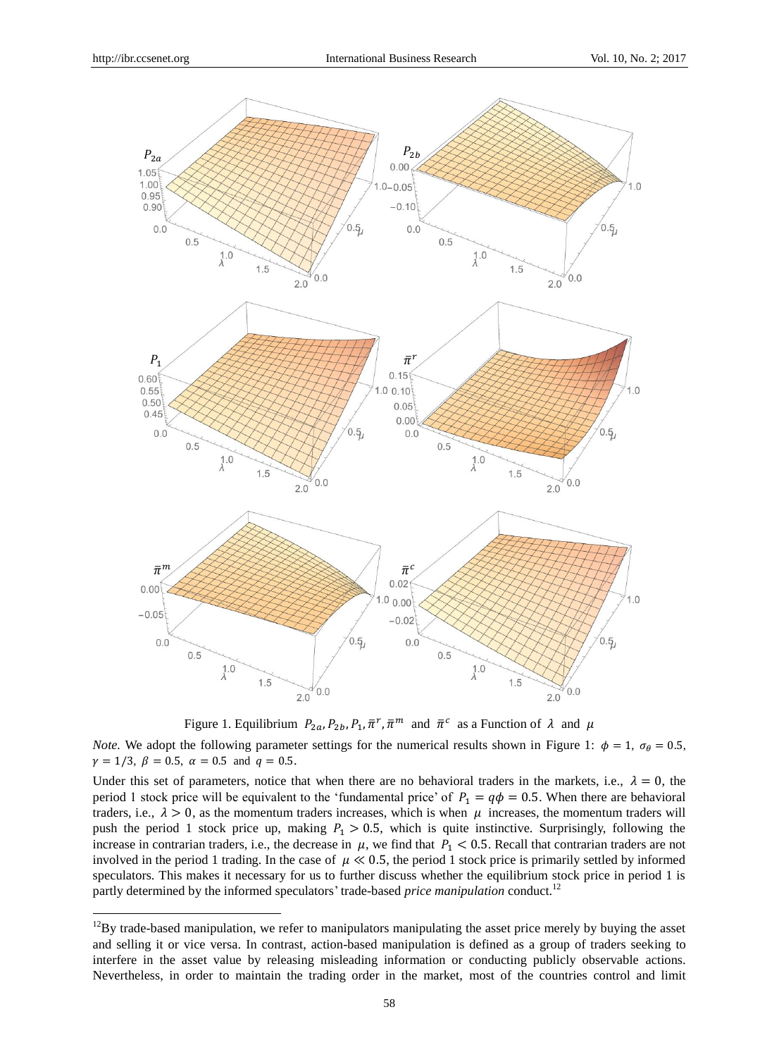Figure 1. Equilibrium $P_{2a}, P_{2b}, P_1, \bar{\pi}^r, \bar{\pi}^m$ and $\bar{\pi}^c$ as a Function of $\lambda$ and $\mu$

*Note.* We adopt the following parameter settings for the numerical results shown in Figure 1: $\phi = 1$, $\sigma_\theta = 0.5$, $\gamma = 1/3$, $\beta = 0.5$, $\alpha = 0.5$ and $q = 0.5$.

Under this set of parameters, notice that when there are no behavioral traders in the markets, i.e., $\lambda = 0$, the period 1 stock price will be equivalent to the 'fundamental price' of $P_1 = q\phi = 0.5$. When there are behavioral traders, i.e., $\lambda > 0$, as the momentum traders increases, which is when $\mu$ increases, the momentum traders will push the period 1 stock price up, making $P_1 > 0.5$, which is quite instinctive. Surprisingly, following the increase in contrarian traders, i.e., the decrease in $\mu$, we find that $P_1 < 0.5$. Recall that contrarian traders are not involved in the period 1 trading. In the case of $\mu \ll 0.5$, the period 1 stock price is primarily settled by informed speculators. This makes it necessary for us to further discuss whether the equilibrium stock price in period 1 is partly determined by the informed speculators' trade-based *price manipulation* conduct.[12]

[12]By trade-based manipulation, we refer to manipulators manipulating the asset price merely by buying the asset and selling it or vice versa. In contrast, action-based manipulation is defined as a group of traders seeking to interfere in the asset value by releasing misleading information or conducting publicly observable actions. Nevertheless, in order to maintain the trading order in the market, most of the countries control and limit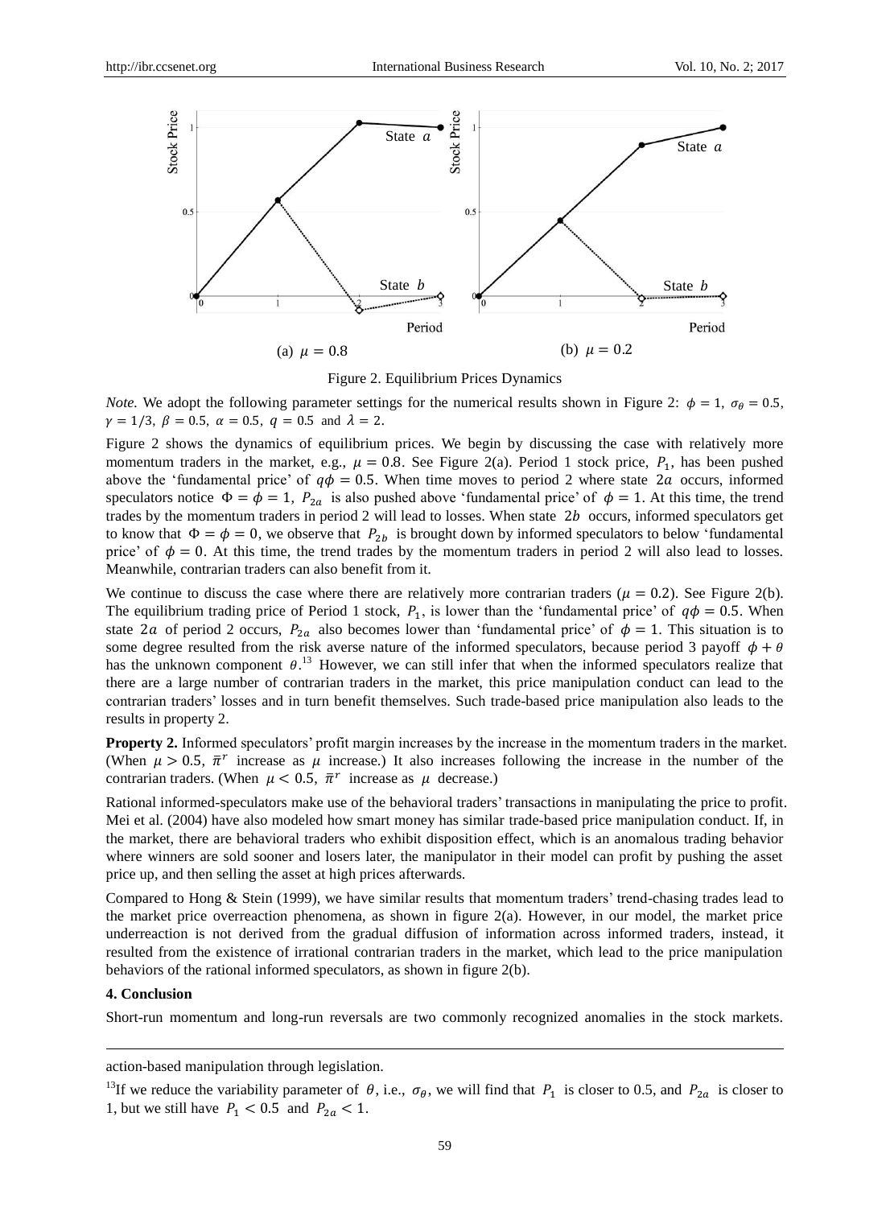Figure 2. Equilibrium Prices Dynamics

*Note.* We adopt the following parameter settings for the numerical results shown in Figure 2: $\phi = 1$, $\sigma_\theta = 0.5$, $\gamma = 1/3$, $\beta = 0.5$, $\alpha = 0.5$, $q = 0.5$ and $\lambda = 2$.

Figure 2 shows the dynamics of equilibrium prices. We begin by discussing the case with relatively more momentum traders in the market, e.g., $\mu = 0.8$. See Figure 2(a). Period 1 stock price, $P_1$, has been pushed above the 'fundamental price' of $q\phi = 0.5$. When time moves to period 2 where state $2a$ occurs, informed speculators notice $\Phi = \phi = 1$, $P_{2a}$ is also pushed above 'fundamental price' of $\phi = 1$. At this time, the trend trades by the momentum traders in period 2 will lead to losses. When state $2b$ occurs, informed speculators get to know that $\Phi = \phi = 0$, we observe that $P_{2b}$ is brought down by informed speculators to below 'fundamental price' of $\phi = 0$. At this time, the trend trades by the momentum traders in period 2 will also lead to losses. Meanwhile, contrarian traders can also benefit from it.

We continue to discuss the case where there are relatively more contrarian traders ($\mu = 0.2$). See Figure 2(b). The equilibrium trading price of Period 1 stock, $P_1$, is lower than the 'fundamental price' of $q\phi = 0.5$. When state $2a$ of period 2 occurs, $P_{2a}$ also becomes lower than 'fundamental price' of $\phi = 1$. This situation is to some degree resulted from the risk averse nature of the informed speculators, because period 3 payoff $\phi + \theta$ has the unknown component $\theta$.[13] However, we can still infer that when the informed speculators realize that there are a large number of contrarian traders in the market, this price manipulation conduct can lead to the contrarian traders' losses and in turn benefit themselves. Such trade-based price manipulation also leads to the results in property 2.

**Property 2.** Informed speculators' profit margin increases by the increase in the momentum traders in the market. (When $\mu > 0.5$, $\bar{\pi}^r$ increase as $\mu$ increase.) It also increases following the increase in the number of the contrarian traders. (When $\mu < 0.5$, $\bar{\pi}^r$ increase as $\mu$ decrease.)

Rational informed-speculators make use of the behavioral traders' transactions in manipulating the price to profit. Mei et al. (2004) have also modeled how smart money has similar trade-based price manipulation conduct. If, in the market, there are behavioral traders who exhibit disposition effect, which is an anomalous trading behavior where winners are sold sooner and losers later, the manipulator in their model can profit by pushing the asset price up, and then selling the asset at high prices afterwards.

Compared to Hong & Stein (1999), we have similar results that momentum traders' trend-chasing trades lead to the market price overreaction phenomena, as shown in figure 2(a). However, in our model, the market price underreaction is not derived from the gradual diffusion of information across informed traders, instead, it resulted from the existence of irrational contrarian traders in the market, which lead to the price manipulation behaviors of the rational informed speculators, as shown in figure 2(b).

## 4. Conclusion

Short-run momentum and long-run reversals are two commonly recognized anomalies in the stock markets.

---

action-based manipulation through legislation.

[13]If we reduce the variability parameter of $\theta$, i.e., $\sigma_\theta$, we will find that $P_1$ is closer to 0.5, and $P_{2a}$ is closer to 1, but we still have $P_1 < 0.5$ and $P_{2a} < 1$.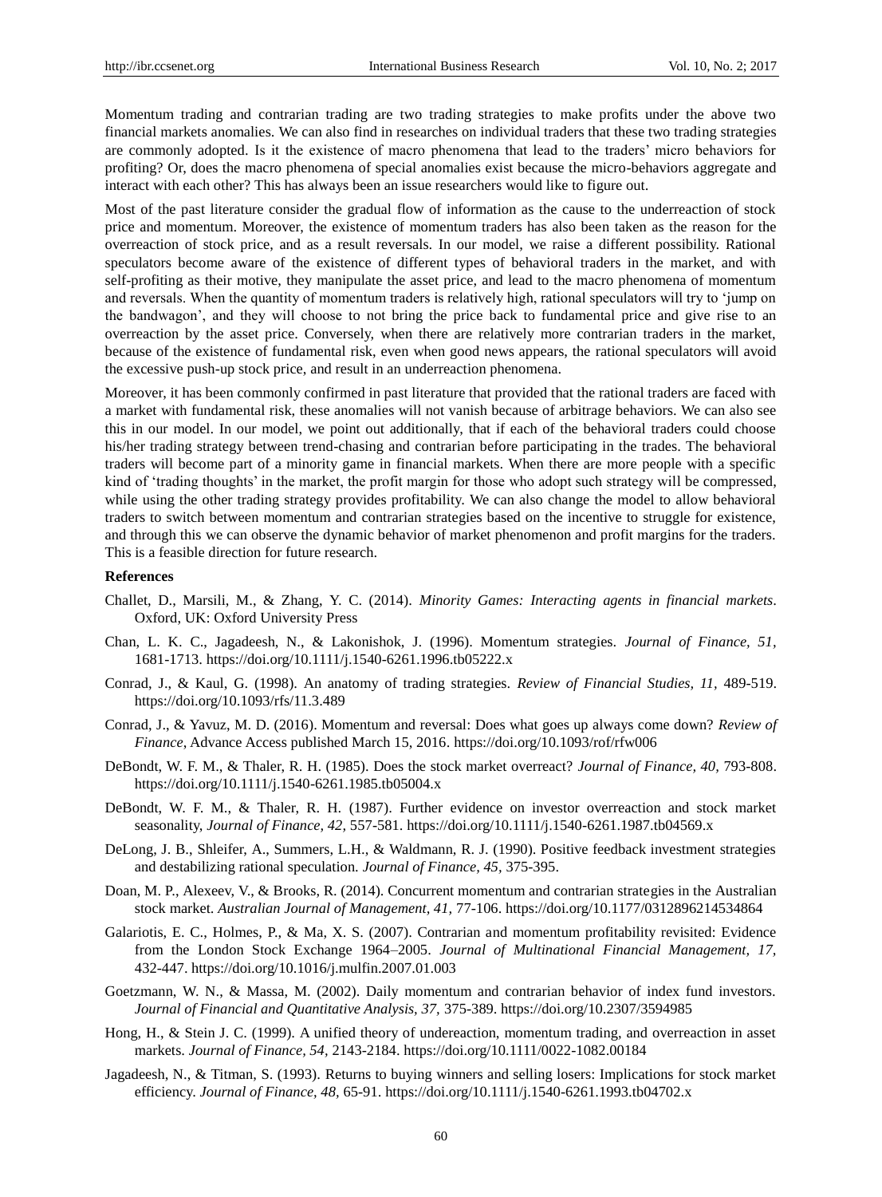Momentum trading and contrarian trading are two trading strategies to make profits under the above two financial markets anomalies. We can also find in researches on individual traders that these two trading strategies are commonly adopted. Is it the existence of macro phenomena that lead to the traders' micro behaviors for profiting? Or, does the macro phenomena of special anomalies exist because the micro-behaviors aggregate and interact with each other? This has always been an issue researchers would like to figure out.

Most of the past literature consider the gradual flow of information as the cause to the underreaction of stock price and momentum. Moreover, the existence of momentum traders has also been taken as the reason for the overreaction of stock price, and as a result reversals. In our model, we raise a different possibility. Rational speculators become aware of the existence of different types of behavioral traders in the market, and with self-profiting as their motive, they manipulate the asset price, and lead to the macro phenomena of momentum and reversals. When the quantity of momentum traders is relatively high, rational speculators will try to 'jump on the bandwagon', and they will choose to not bring the price back to fundamental price and give rise to an overreaction by the asset price. Conversely, when there are relatively more contrarian traders in the market, because of the existence of fundamental risk, even when good news appears, the rational speculators will avoid the excessive push-up stock price, and result in an underreaction phenomena.

Moreover, it has been commonly confirmed in past literature that provided that the rational traders are faced with a market with fundamental risk, these anomalies will not vanish because of arbitrage behaviors. We can also see this in our model. In our model, we point out additionally, that if each of the behavioral traders could choose his/her trading strategy between trend-chasing and contrarian before participating in the trades. The behavioral traders will become part of a minority game in financial markets. When there are more people with a specific kind of 'trading thoughts' in the market, the profit margin for those who adopt such strategy will be compressed, while using the other trading strategy provides profitability. We can also change the model to allow behavioral traders to switch between momentum and contrarian strategies based on the incentive to struggle for existence, and through this we can observe the dynamic behavior of market phenomenon and profit margins for the traders. This is a feasible direction for future research.

**References**

Challet, D., Marsili, M., & Zhang, Y. C. (2014). *Minority Games: Interacting agents in financial markets*. Oxford, UK: Oxford University Press

Chan, L. K. C., Jagadeesh, N., & Lakonishok, J. (1996). Momentum strategies. *Journal of Finance, 51,* 1681-1713. https://doi.org/10.1111/j.1540-6261.1996.tb05222.x

Conrad, J., & Kaul, G. (1998). An anatomy of trading strategies. *Review of Financial Studies, 11,* 489-519. https://doi.org/10.1093/rfs/11.3.489

Conrad, J., & Yavuz, M. D. (2016). Momentum and reversal: Does what goes up always come down? *Review of Finance*, Advance Access published March 15, 2016. https://doi.org/10.1093/rof/rfw006

DeBondt, W. F. M., & Thaler, R. H. (1985). Does the stock market overreact? *Journal of Finance, 40,* 793-808. https://doi.org/10.1111/j.1540-6261.1985.tb05004.x

DeBondt, W. F. M., & Thaler, R. H. (1987). Further evidence on investor overreaction and stock market seasonality, *Journal of Finance, 42,* 557-581. https://doi.org/10.1111/j.1540-6261.1987.tb04569.x

DeLong, J. B., Shleifer, A., Summers, L.H., & Waldmann, R. J. (1990). Positive feedback investment strategies and destabilizing rational speculation. *Journal of Finance*, *45*, 375-395.

Doan, M. P., Alexeev, V., & Brooks, R. (2014). Concurrent momentum and contrarian strategies in the Australian stock market. *Australian Journal of Management, 41,* 77-106. https://doi.org/10.1177/0312896214534864

Galariotis, E. C., Holmes, P., & Ma, X. S. (2007). Contrarian and momentum profitability revisited: Evidence from the London Stock Exchange 1964–2005. *Journal of Multinational Financial Management, 17,* 432-447. https://doi.org/10.1016/j.mulfin.2007.01.003

Goetzmann, W. N., & Massa, M. (2002). Daily momentum and contrarian behavior of index fund investors. *Journal of Financial and Quantitative Analysis, 37,* 375-389. https://doi.org/10.2307/3594985

Hong, H., & Stein J. C. (1999). A unified theory of undereaction, momentum trading, and overreaction in asset markets. *Journal of Finance, 54,* 2143-2184. https://doi.org/10.1111/0022-1082.00184

Jagadeesh, N., & Titman, S. (1993). Returns to buying winners and selling losers: Implications for stock market efficiency. *Journal of Finance, 48,* 65-91. https://doi.org/10.1111/j.1540-6261.1993.tb04702.x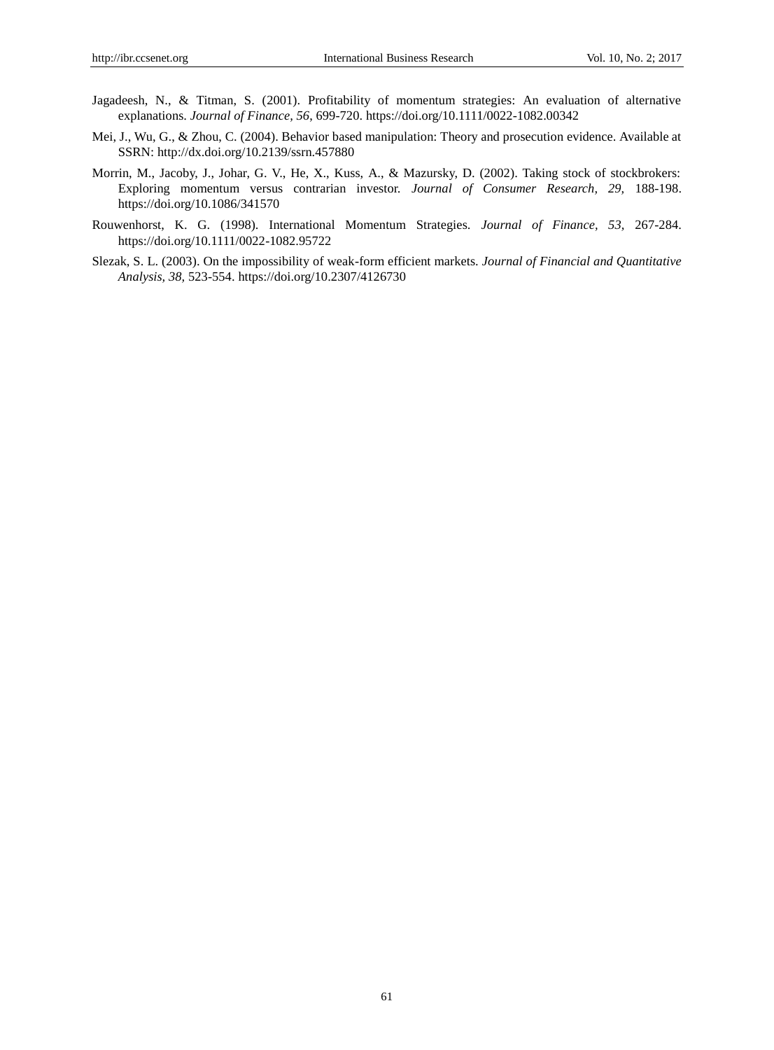Jagadeesh, N., & Titman, S. (2001). Profitability of momentum strategies: An evaluation of alternative explanations. *Journal of Finance*, *56*, 699-720. https://doi.org/10.1111/0022-1082.00342

Mei, J., Wu, G., & Zhou, C. (2004). Behavior based manipulation: Theory and prosecution evidence. Available at SSRN: http://dx.doi.org/10.2139/ssrn.457880

Morrin, M., Jacoby, J., Johar, G. V., He, X., Kuss, A., & Mazursky, D. (2002). Taking stock of stockbrokers: Exploring momentum versus contrarian investor. *Journal of Consumer Research, 29,* 188-198. https://doi.org/10.1086/341570

Rouwenhorst, K. G. (1998). International Momentum Strategies. *Journal of Finance*, *53,* 267-284. https://doi.org/10.1111/0022-1082.95722

Slezak, S. L. (2003). On the impossibility of weak-form efficient markets. *Journal of Financial and Quantitative Analysis*, *38,* 523-554. https://doi.org/10.2307/4126730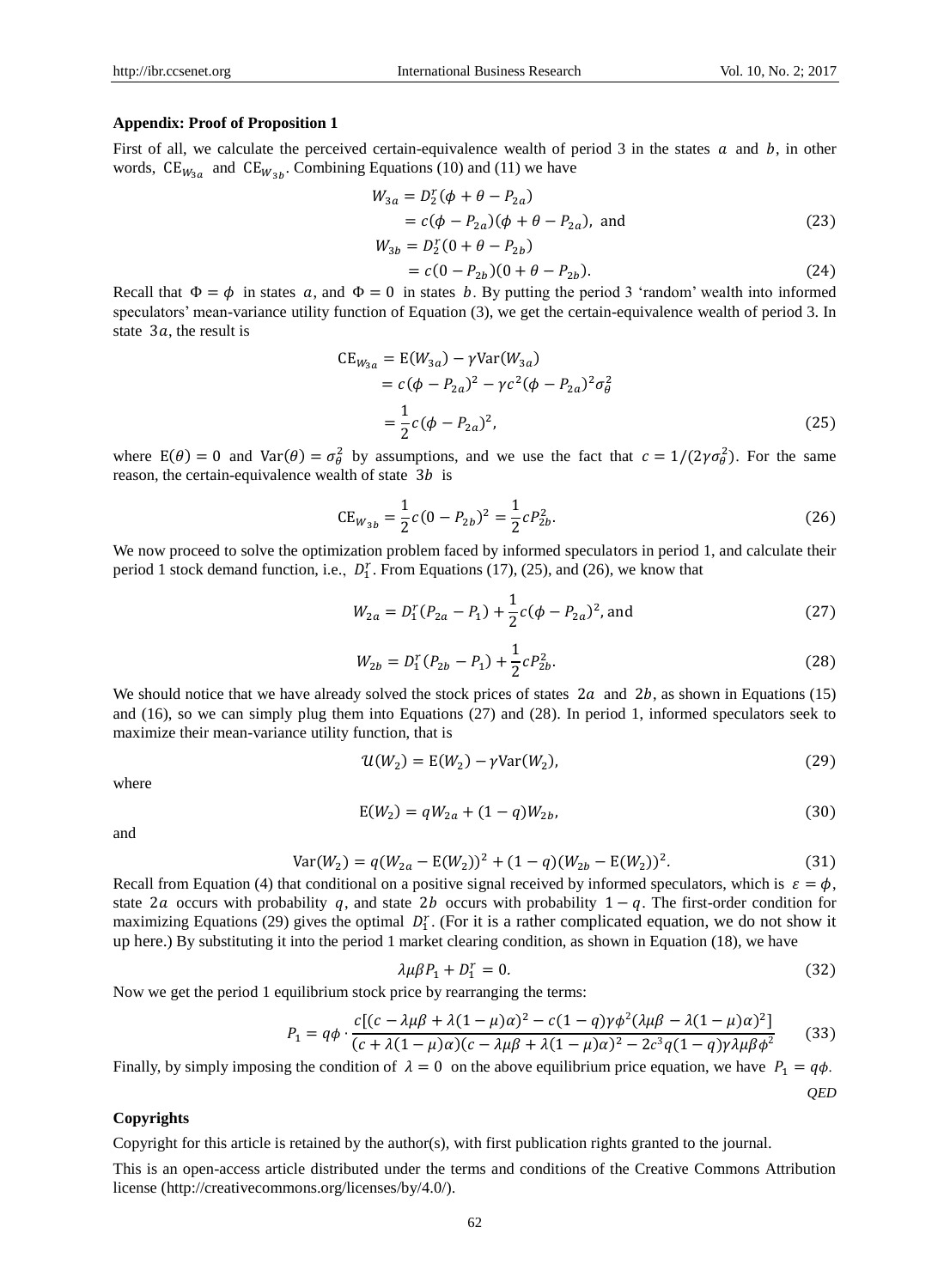**Appendix: Proof of Proposition 1**

First of all, we calculate the perceived certain-equivalence wealth of period 3 in the states $a$ and $b$, in other words, $\text{CE}_{W_{3a}}$ and $\text{CE}_{W_{3b}}$. Combining Equations (10) and (11) we have

$$\begin{aligned} W_{3a} &= D_2^r(\phi + \theta - P_{2a}) \\ &= c(\phi - P_{2a})(\phi + \theta - P_{2a}), \text{ and} \end{aligned} \tag{23}$$

$$\begin{aligned} W_{3b} &= D_2^r(0 + \theta - P_{2b}) \\ &= c(0 - P_{2b})(0 + \theta - P_{2b}). \end{aligned} \tag{24}$$

Recall that $\Phi = \phi$ in states $a$, and $\Phi = 0$ in states $b$. By putting the period 3 'random' wealth into informed speculators' mean-variance utility function of Equation (3), we get the certain-equivalence wealth of period 3. In state $3a$, the result is

$$\begin{aligned} \text{CE}_{W_{3a}} &= \text{E}(W_{3a}) - \gamma \text{Var}(W_{3a}) \\ &= c(\phi - P_{2a})^2 - \gamma c^2(\phi - P_{2a})^2 \sigma_\theta^2 \\ &= \frac{1}{2}c(\phi - P_{2a})^2, \end{aligned} \tag{25}$$

where $\text{E}(\theta) = 0$ and $\text{Var}(\theta) = \sigma_\theta^2$ by assumptions, and we use the fact that $c = 1/(2\gamma\sigma_\theta^2)$. For the same reason, the certain-equivalence wealth of state $3b$ is

$$\text{CE}_{W_{3b}} = \frac{1}{2}c(0 - P_{2b})^2 = \frac{1}{2}cP_{2b}^2. \tag{26}$$

We now proceed to solve the optimization problem faced by informed speculators in period 1, and calculate their period 1 stock demand function, i.e., $D_1^r$. From Equations (17), (25), and (26), we know that

$$W_{2a} = D_1^r(P_{2a} - P_1) + \frac{1}{2}c(\phi - P_{2a})^2, \text{ and} \tag{27}$$

$$W_{2b} = D_1^r(P_{2b} - P_1) + \frac{1}{2}cP_{2b}^2. \tag{28}$$

We should notice that we have already solved the stock prices of states $2a$ and $2b$, as shown in Equations (15) and (16), so we can simply plug them into Equations (27) and (28). In period 1, informed speculators seek to maximize their mean-variance utility function, that is

$$\mathcal{U}(W_2) = \text{E}(W_2) - \gamma \text{Var}(W_2), \tag{29}$$

where

$$\text{E}(W_2) = qW_{2a} + (1 - q)W_{2b}, \tag{30}$$

and

$$\text{Var}(W_2) = q(W_{2a} - \text{E}(W_2))^2 + (1 - q)(W_{2b} - \text{E}(W_2))^2. \tag{31}$$

Recall from Equation (4) that conditional on a positive signal received by informed speculators, which is $\varepsilon = \phi$, state $2a$ occurs with probability $q$, and state $2b$ occurs with probability $1 - q$. The first-order condition for maximizing Equations (29) gives the optimal $D_1^r$. (For it is a rather complicated equation, we do not show it up here.) By substituting it into the period 1 market clearing condition, as shown in Equation (18), we have

$$\lambda\mu\beta P_1 + D_1^r = 0. \tag{32}$$

Now we get the period 1 equilibrium stock price by rearranging the terms:

$$P_1 = q\phi \cdot \frac{c[(c - \lambda\mu\beta + \lambda(1 - \mu)\alpha)^2 - c(1 - q)\gamma\phi^2(\lambda\mu\beta - \lambda(1 - \mu)\alpha)^2]}{(c + \lambda(1 - \mu)\alpha)(c - \lambda\mu\beta + \lambda(1 - \mu)\alpha)^2 - 2c^3 q(1 - q)\gamma\lambda\mu\beta\phi^2} \tag{33}$$

Finally, by simply imposing the condition of $\lambda = 0$ on the above equilibrium price equation, we have $P_1 = q\phi$.

*QED*

**Copyrights**

Copyright for this article is retained by the author(s), with first publication rights granted to the journal.

This is an open-access article distributed under the terms and conditions of the Creative Commons Attribution license (http://creativecommons.org/licenses/by/4.0/).